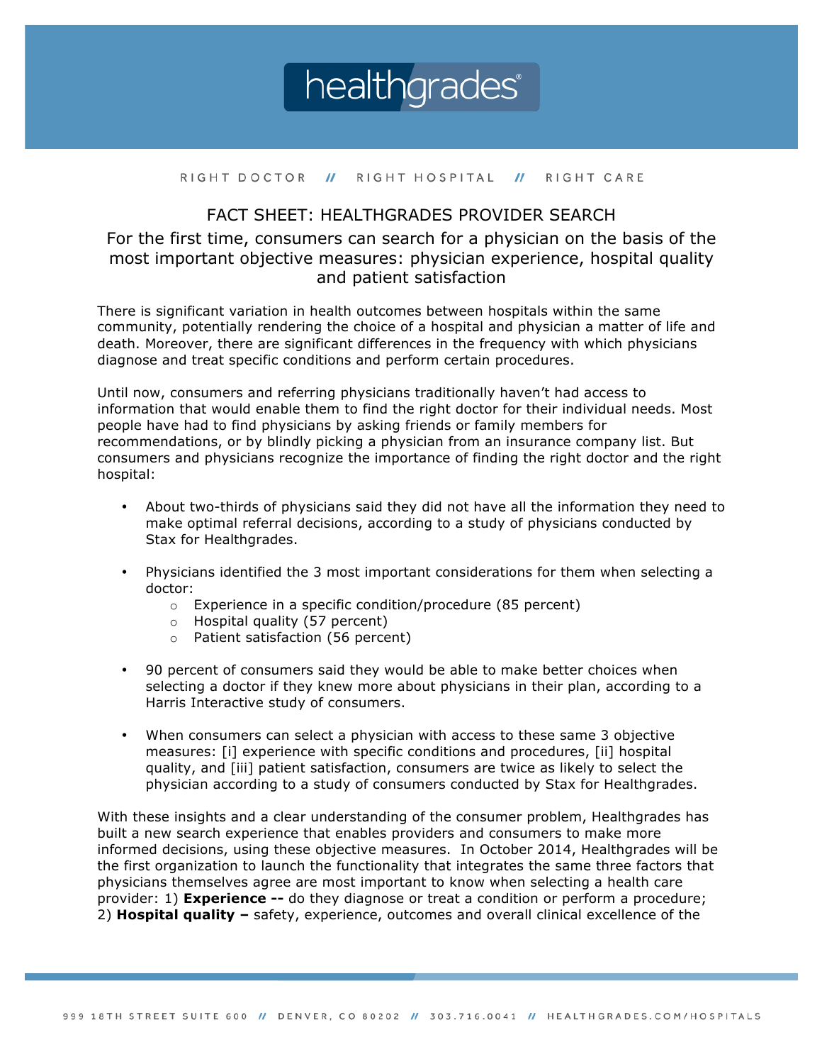# healthgrades

RIGHT DOCTOR // RIGHT HOSPITAL // RIGHT CARE

## FACT SHEET: HEALTHGRADES PROVIDER SEARCH

### For the first time, consumers can search for a physician on the basis of the most important objective measures: physician experience, hospital quality and patient satisfaction

There is significant variation in health outcomes between hospitals within the same community, potentially rendering the choice of a hospital and physician a matter of life and death. Moreover, there are significant differences in the frequency with which physicians diagnose and treat specific conditions and perform certain procedures.

Until now, consumers and referring physicians traditionally haven't had access to information that would enable them to find the right doctor for their individual needs. Most people have had to find physicians by asking friends or family members for recommendations, or by blindly picking a physician from an insurance company list. But consumers and physicians recognize the importance of finding the right doctor and the right hospital:

- About two-thirds of physicians said they did not have all the information they need to make optimal referral decisions, according to a study of physicians conducted by Stax for Healthgrades.
- Physicians identified the 3 most important considerations for them when selecting a doctor:
  - Experience in a specific condition/procedure (85 percent)
  - Hospital quality (57 percent)
  - Patient satisfaction (56 percent)
- 90 percent of consumers said they would be able to make better choices when selecting a doctor if they knew more about physicians in their plan, according to a Harris Interactive study of consumers.
- When consumers can select a physician with access to these same 3 objective measures: [i] experience with specific conditions and procedures, [ii] hospital quality, and [iii] patient satisfaction, consumers are twice as likely to select the physician according to a study of consumers conducted by Stax for Healthgrades.

With these insights and a clear understanding of the consumer problem, Healthgrades has built a new search experience that enables providers and consumers to make more informed decisions, using these objective measures. In October 2014, Healthgrades will be the first organization to launch the functionality that integrates the same three factors that physicians themselves agree are most important to know when selecting a health care provider: 1) **Experience --** do they diagnose or treat a condition or perform a procedure; 2) **Hospital quality –** safety, experience, outcomes and overall clinical excellence of the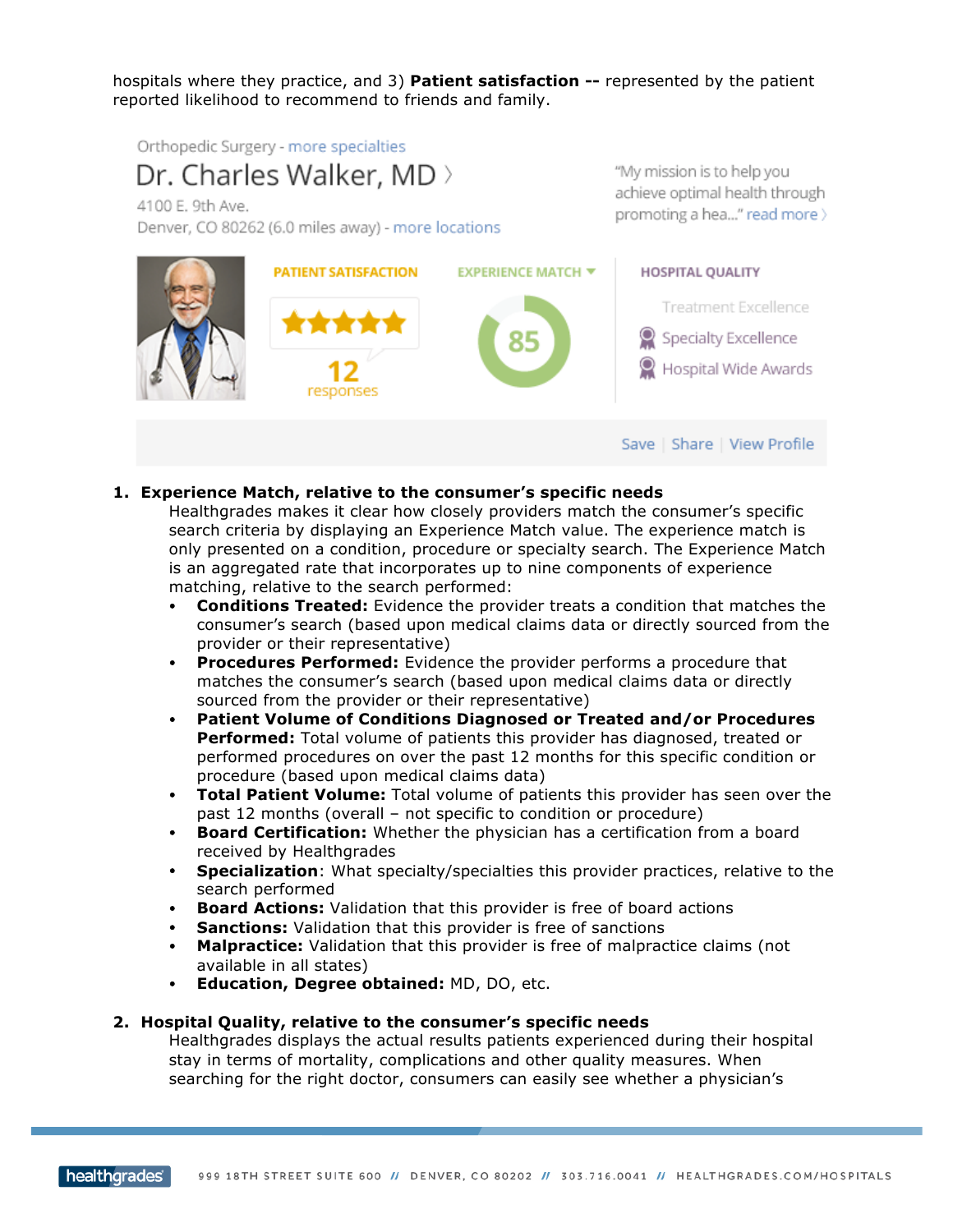hospitals where they practice, and 3) **Patient satisfaction --** represented by the patient reported likelihood to recommend to friends and family.

Orthopedic Surgery - more specialties

Dr. Charles Walker, MD

4100 E. 9th Ave.
Denver, CO 80262 (6.0 miles away) - more locations

"My mission is to help you achieve optimal health through promoting a hea..." read more

PATIENT SATISFACTION

12 responses

EXPERIENCE MATCH

85

HOSPITAL QUALITY

Treatment Excellence
Specialty Excellence
Hospital Wide Awards

Save | Share | View Profile

1. **Experience Match, relative to the consumer's specific needs**

   Healthgrades makes it clear how closely providers match the consumer's specific search criteria by displaying an Experience Match value. The experience match is only presented on a condition, procedure or specialty search. The Experience Match is an aggregated rate that incorporates up to nine components of experience matching, relative to the search performed:

   - **Conditions Treated:** Evidence the provider treats a condition that matches the consumer's search (based upon medical claims data or directly sourced from the provider or their representative)
   - **Procedures Performed:** Evidence the provider performs a procedure that matches the consumer's search (based upon medical claims data or directly sourced from the provider or their representative)
   - **Patient Volume of Conditions Diagnosed or Treated and/or Procedures Performed:** Total volume of patients this provider has diagnosed, treated or performed procedures on over the past 12 months for this specific condition or procedure (based upon medical claims data)
   - **Total Patient Volume:** Total volume of patients this provider has seen over the past 12 months (overall – not specific to condition or procedure)
   - **Board Certification:** Whether the physician has a certification from a board received by Healthgrades
   - **Specialization**: What specialty/specialties this provider practices, relative to the search performed
   - **Board Actions:** Validation that this provider is free of board actions
   - **Sanctions:** Validation that this provider is free of sanctions
   - **Malpractice:** Validation that this provider is free of malpractice claims (not available in all states)
   - **Education, Degree obtained:** MD, DO, etc.

2. **Hospital Quality, relative to the consumer's specific needs**

   Healthgrades displays the actual results patients experienced during their hospital stay in terms of mortality, complications and other quality measures. When searching for the right doctor, consumers can easily see whether a physician's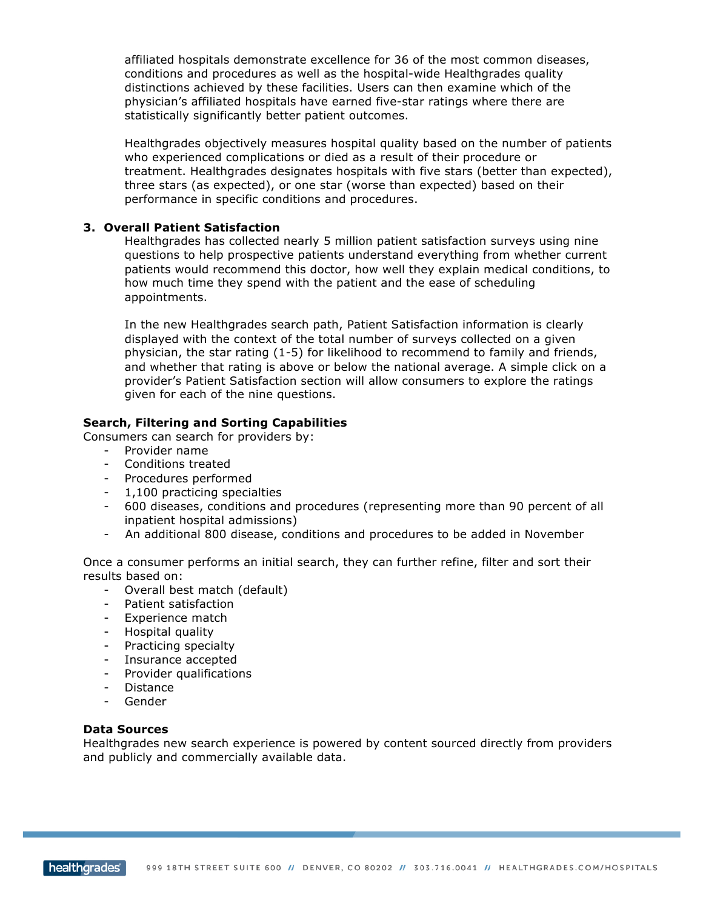affiliated hospitals demonstrate excellence for 36 of the most common diseases, conditions and procedures as well as the hospital-wide Healthgrades quality distinctions achieved by these facilities. Users can then examine which of the physician's affiliated hospitals have earned five-star ratings where there are statistically significantly better patient outcomes.

Healthgrades objectively measures hospital quality based on the number of patients who experienced complications or died as a result of their procedure or treatment. Healthgrades designates hospitals with five stars (better than expected), three stars (as expected), or one star (worse than expected) based on their performance in specific conditions and procedures.

**3. Overall Patient Satisfaction**

Healthgrades has collected nearly 5 million patient satisfaction surveys using nine questions to help prospective patients understand everything from whether current patients would recommend this doctor, how well they explain medical conditions, to how much time they spend with the patient and the ease of scheduling appointments.

In the new Healthgrades search path, Patient Satisfaction information is clearly displayed with the context of the total number of surveys collected on a given physician, the star rating (1-5) for likelihood to recommend to family and friends, and whether that rating is above or below the national average. A simple click on a provider's Patient Satisfaction section will allow consumers to explore the ratings given for each of the nine questions.

**Search, Filtering and Sorting Capabilities**

Consumers can search for providers by:

- Provider name
- Conditions treated
- Procedures performed
- 1,100 practicing specialties
- 600 diseases, conditions and procedures (representing more than 90 percent of all inpatient hospital admissions)
- An additional 800 disease, conditions and procedures to be added in November

Once a consumer performs an initial search, they can further refine, filter and sort their results based on:

- Overall best match (default)
- Patient satisfaction
- Experience match
- Hospital quality
- Practicing specialty
- Insurance accepted
- Provider qualifications
- Distance
- Gender

**Data Sources**

Healthgrades new search experience is powered by content sourced directly from providers and publicly and commercially available data.